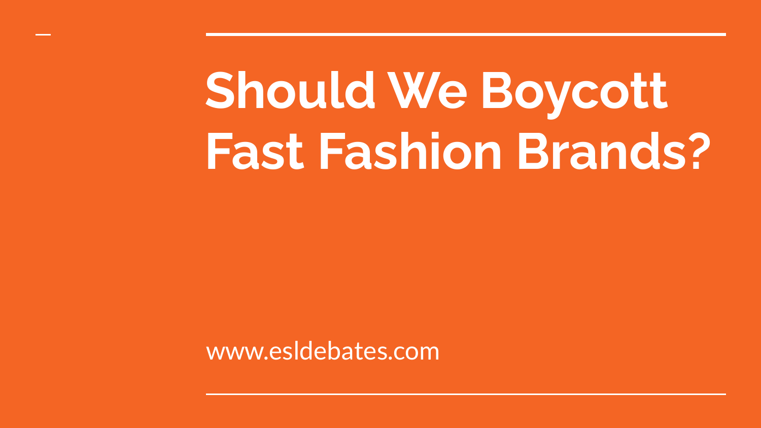# Should We Boycott Fast Fashion Brands?

www.esldebates.com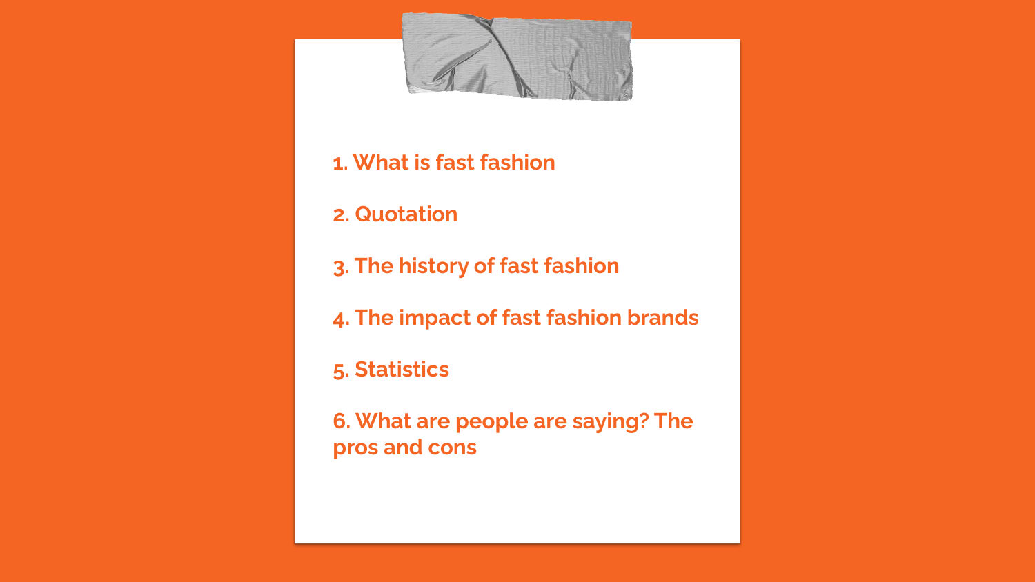1. What is fast fashion

2. Quotation

3. The history of fast fashion

4. The impact of fast fashion brands

5. Statistics

6. What are people are saying? The pros and cons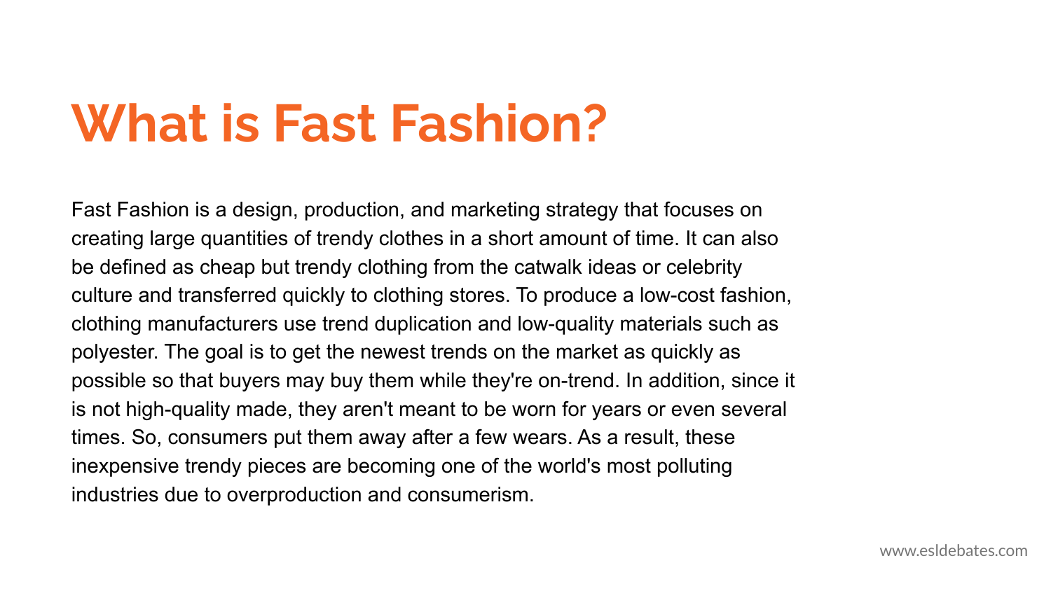# What is Fast Fashion?

Fast Fashion is a design, production, and marketing strategy that focuses on creating large quantities of trendy clothes in a short amount of time. It can also be defined as cheap but trendy clothing from the catwalk ideas or celebrity culture and transferred quickly to clothing stores. To produce a low-cost fashion, clothing manufacturers use trend duplication and low-quality materials such as polyester. The goal is to get the newest trends on the market as quickly as possible so that buyers may buy them while they're on-trend. In addition, since it is not high-quality made, they aren't meant to be worn for years or even several times. So, consumers put them away after a few wears. As a result, these inexpensive trendy pieces are becoming one of the world's most polluting industries due to overproduction and consumerism.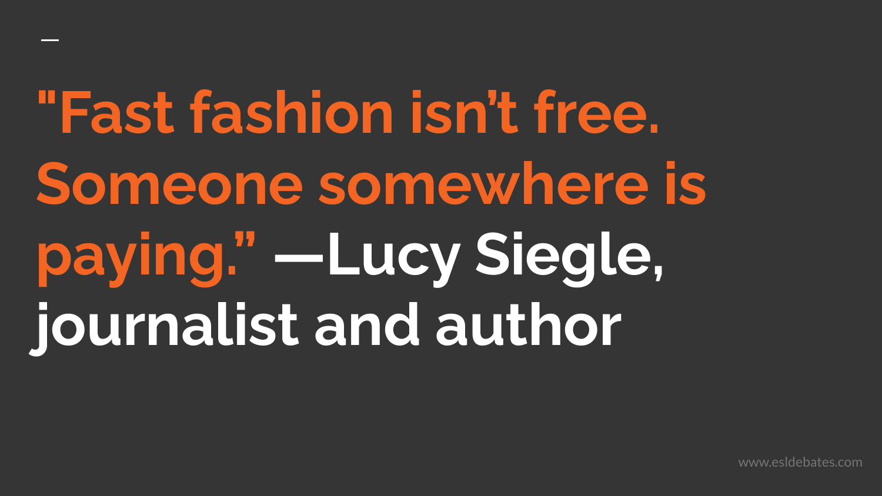"Fast fashion isn’t free. Someone somewhere is paying.” —Lucy Siegle, journalist and author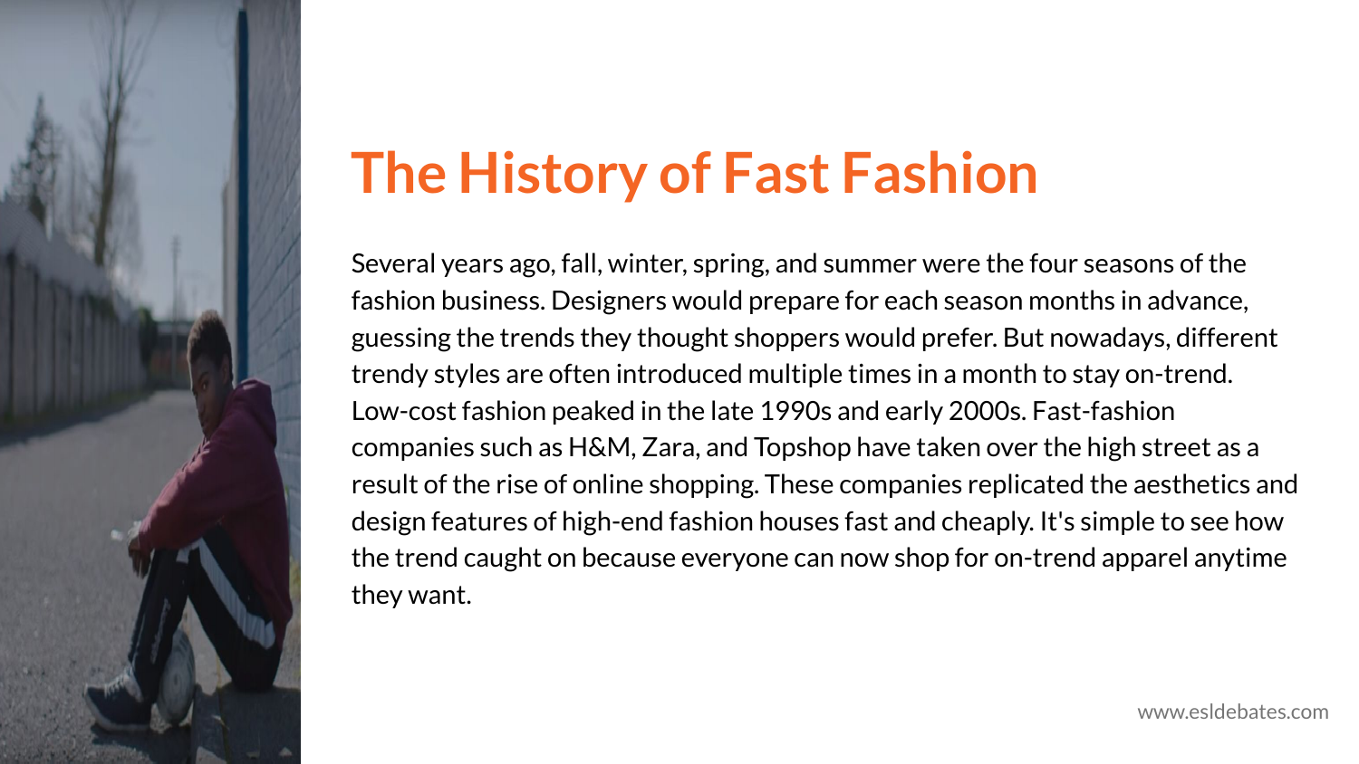# The History of Fast Fashion

Several years ago, fall, winter, spring, and summer were the four seasons of the fashion business. Designers would prepare for each season months in advance, guessing the trends they thought shoppers would prefer. But nowadays, different trendy styles are often introduced multiple times in a month to stay on-trend. Low-cost fashion peaked in the late 1990s and early 2000s. Fast-fashion companies such as H&M, Zara, and Topshop have taken over the high street as a result of the rise of online shopping. These companies replicated the aesthetics and design features of high-end fashion houses fast and cheaply. It's simple to see how the trend caught on because everyone can now shop for on-trend apparel anytime they want.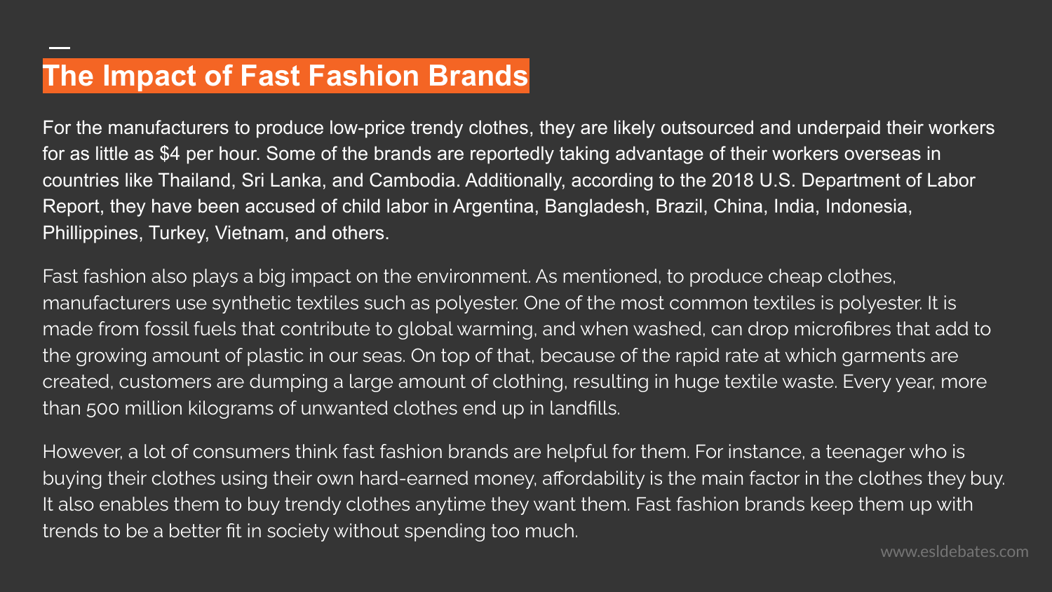# The Impact of Fast Fashion Brands

For the manufacturers to produce low-price trendy clothes, they are likely outsourced and underpaid their workers for as little as $4 per hour. Some of the brands are reportedly taking advantage of their workers overseas in countries like Thailand, Sri Lanka, and Cambodia. Additionally, according to the 2018 U.S. Department of Labor Report, they have been accused of child labor in Argentina, Bangladesh, Brazil, China, India, Indonesia, Phillippines, Turkey, Vietnam, and others.

Fast fashion also plays a big impact on the environment. As mentioned, to produce cheap clothes, manufacturers use synthetic textiles such as polyester. One of the most common textiles is polyester. It is made from fossil fuels that contribute to global warming, and when washed, can drop microfibres that add to the growing amount of plastic in our seas. On top of that, because of the rapid rate at which garments are created, customers are dumping a large amount of clothing, resulting in huge textile waste. Every year, more than 500 million kilograms of unwanted clothes end up in landfills.

However, a lot of consumers think fast fashion brands are helpful for them. For instance, a teenager who is buying their clothes using their own hard-earned money, affordability is the main factor in the clothes they buy. It also enables them to buy trendy clothes anytime they want them. Fast fashion brands keep them up with trends to be a better fit in society without spending too much.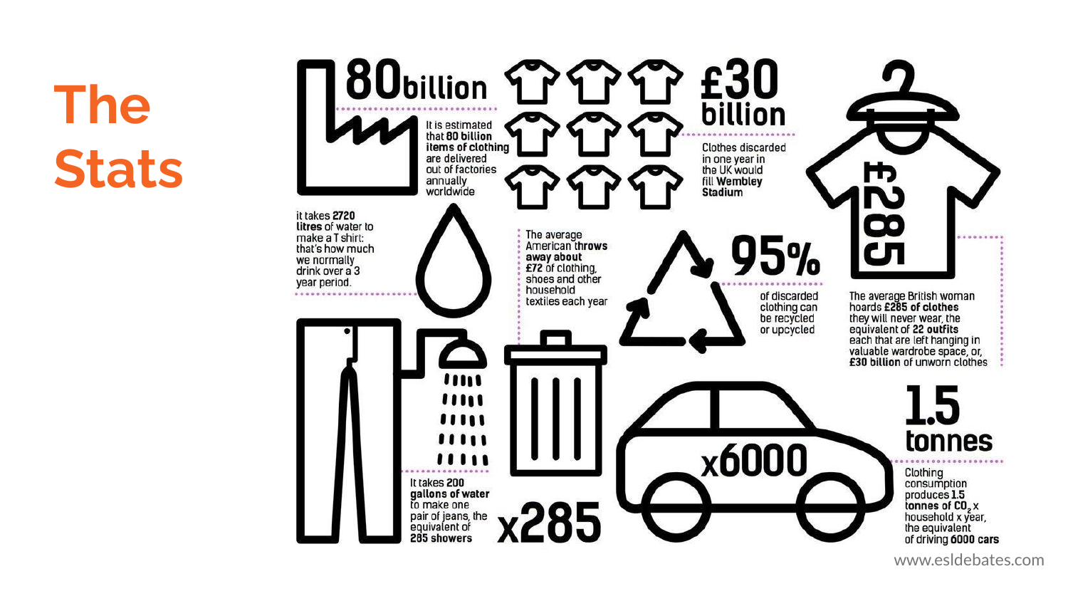# The Stats

**80 billion**

It is estimated that **80 billion items of clothing** are delivered out of factories annually worldwide

**£30 billion**

Clothes discarded in one year in the UK would fill **Wembley Stadium**

**£285**

The average British woman hoards **£285 of clothes** they will never wear, the equivalent of **22 outfits** each that are left hanging in valuable wardrobe space, or, **£30 billion** of unworn clothes

it takes **2720 litres** of water to make a T shirt: that's how much we normally drink over a 3 year period.

The average American **throws away about £72** of clothing, shoes and other household textiles each year

**95%**

of discarded clothing can be recycled or upcycled

**x285**

It takes **200 gallons of water** to make one pair of jeans, the equivalent of **285 showers**

**x6000**

**1.5 tonnes**

Clothing consumption produces **1.5 tonnes of $CO_2$** x household x year, the equivalent of driving **6000 cars**

www.esldebates.com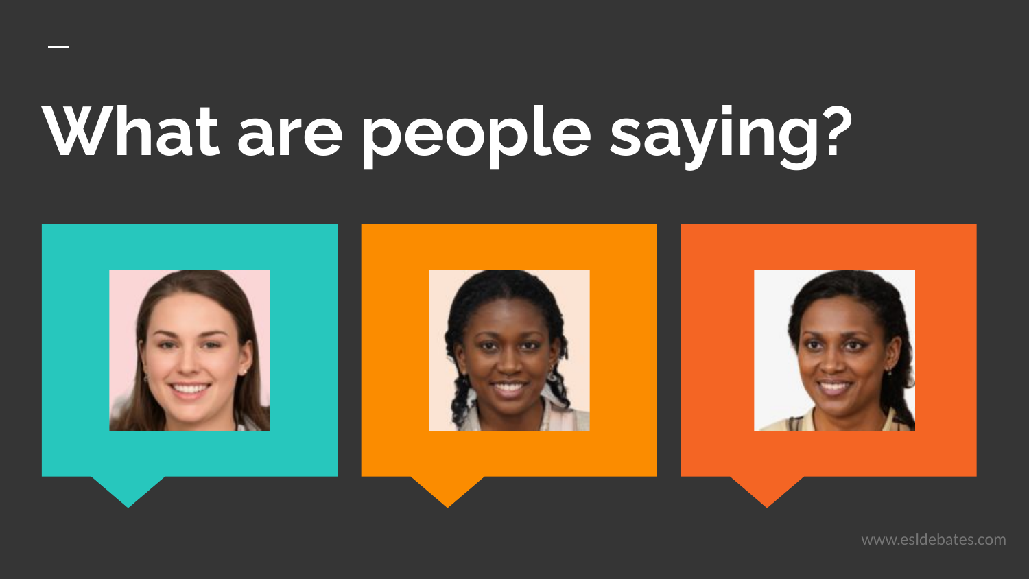# What are people saying?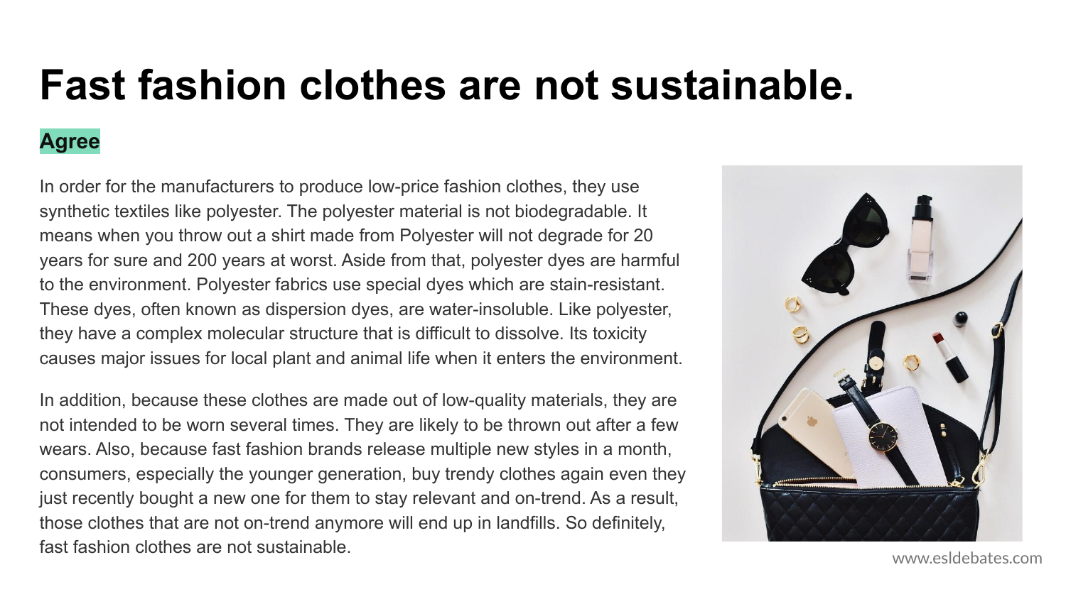# Fast fashion clothes are not sustainable.

**Agree**

In order for the manufacturers to produce low-price fashion clothes, they use synthetic textiles like polyester. The polyester material is not biodegradable. It means when you throw out a shirt made from Polyester will not degrade for 20 years for sure and 200 years at worst. Aside from that, polyester dyes are harmful to the environment. Polyester fabrics use special dyes which are stain-resistant. These dyes, often known as dispersion dyes, are water-insoluble. Like polyester, they have a complex molecular structure that is difficult to dissolve. Its toxicity causes major issues for local plant and animal life when it enters the environment.

In addition, because these clothes are made out of low-quality materials, they are not intended to be worn several times. They are likely to be thrown out after a few wears. Also, because fast fashion brands release multiple new styles in a month, consumers, especially the younger generation, buy trendy clothes again even they just recently bought a new one for them to stay relevant and on-trend. As a result, those clothes that are not on-trend anymore will end up in landfills. So definitely, fast fashion clothes are not sustainable.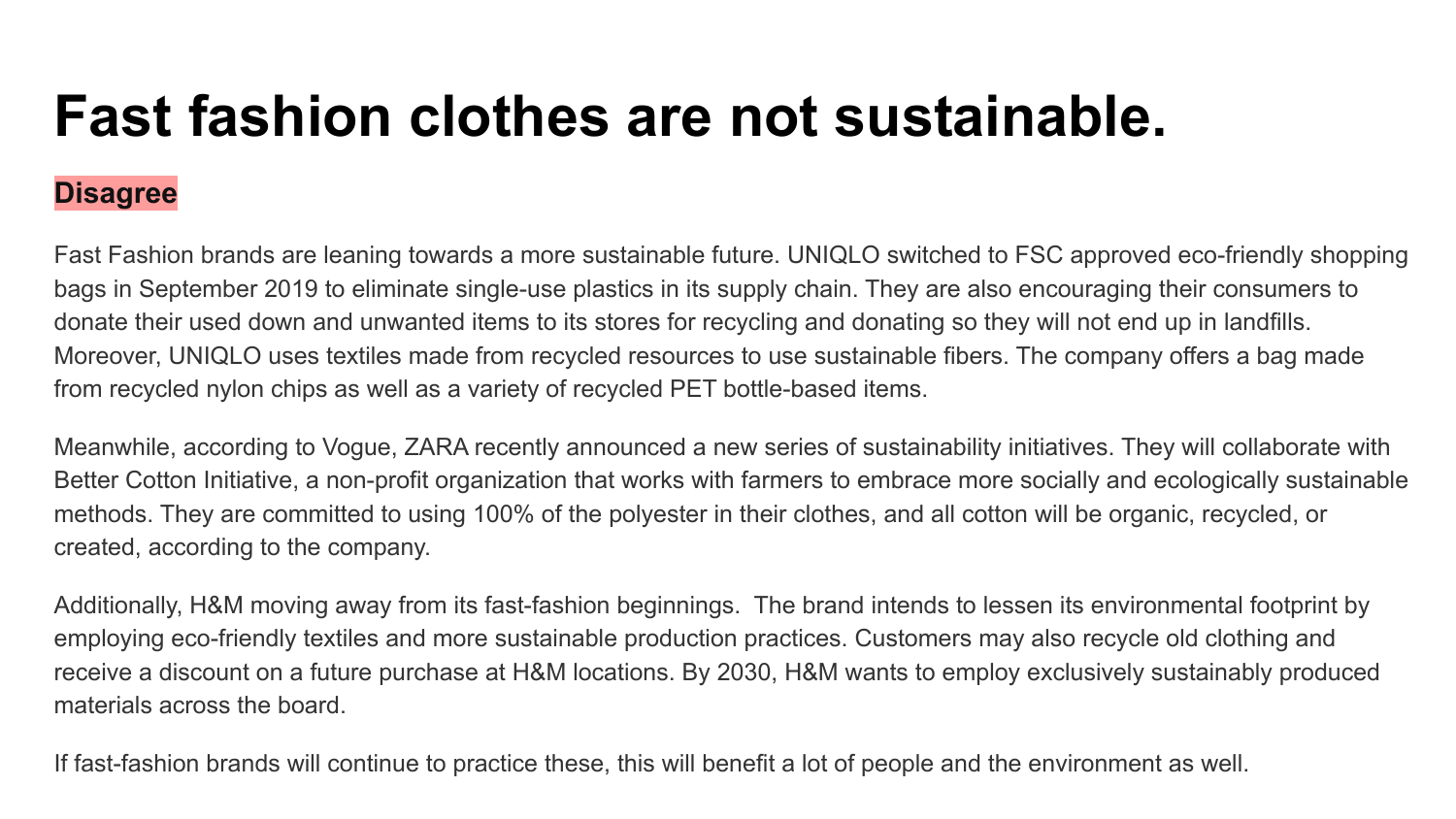# Fast fashion clothes are not sustainable.

**Disagree**

Fast Fashion brands are leaning towards a more sustainable future. UNIQLO switched to FSC approved eco-friendly shopping bags in September 2019 to eliminate single-use plastics in its supply chain. They are also encouraging their consumers to donate their used down and unwanted items to its stores for recycling and donating so they will not end up in landfills. Moreover, UNIQLO uses textiles made from recycled resources to use sustainable fibers. The company offers a bag made from recycled nylon chips as well as a variety of recycled PET bottle-based items.

Meanwhile, according to Vogue, ZARA recently announced a new series of sustainability initiatives. They will collaborate with Better Cotton Initiative, a non-profit organization that works with farmers to embrace more socially and ecologically sustainable methods. They are committed to using 100% of the polyester in their clothes, and all cotton will be organic, recycled, or created, according to the company.

Additionally, H&M moving away from its fast-fashion beginnings. The brand intends to lessen its environmental footprint by employing eco-friendly textiles and more sustainable production practices. Customers may also recycle old clothing and receive a discount on a future purchase at H&M locations. By 2030, H&M wants to employ exclusively sustainably produced materials across the board.

If fast-fashion brands will continue to practice these, this will benefit a lot of people and the environment as well.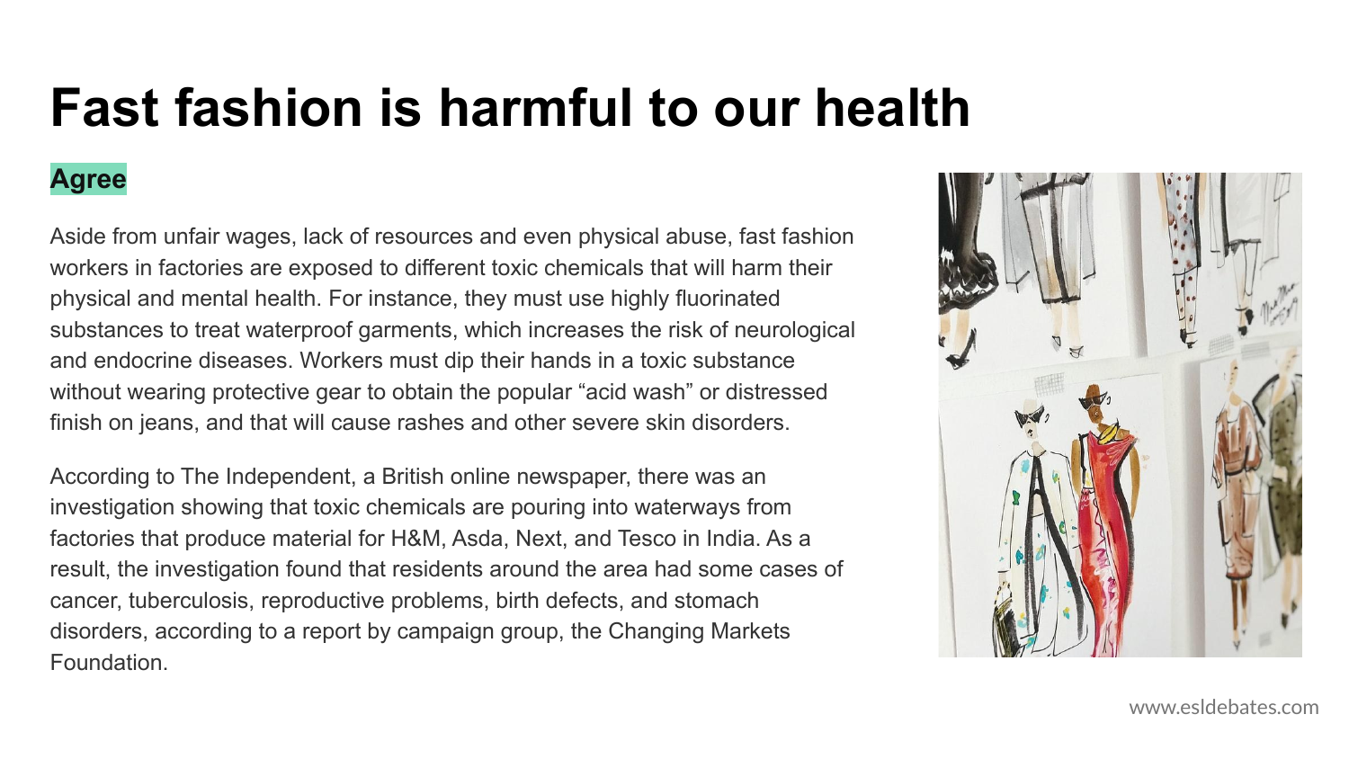# Fast fashion is harmful to our health

**Agree**

Aside from unfair wages, lack of resources and even physical abuse, fast fashion workers in factories are exposed to different toxic chemicals that will harm their physical and mental health. For instance, they must use highly fluorinated substances to treat waterproof garments, which increases the risk of neurological and endocrine diseases. Workers must dip their hands in a toxic substance without wearing protective gear to obtain the popular “acid wash” or distressed finish on jeans, and that will cause rashes and other severe skin disorders.

According to The Independent, a British online newspaper, there was an investigation showing that toxic chemicals are pouring into waterways from factories that produce material for H&M, Asda, Next, and Tesco in India. As a result, the investigation found that residents around the area had some cases of cancer, tuberculosis, reproductive problems, birth defects, and stomach disorders, according to a report by campaign group, the Changing Markets Foundation.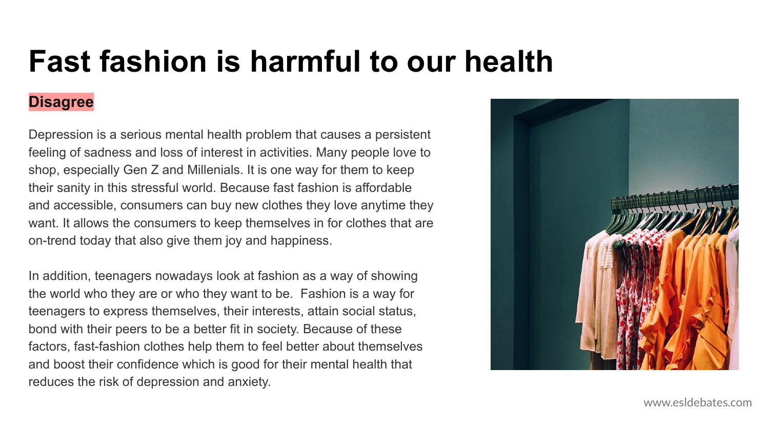# Fast fashion is harmful to our health

**Disagree**

Depression is a serious mental health problem that causes a persistent feeling of sadness and loss of interest in activities. Many people love to shop, especially Gen Z and Millenials. It is one way for them to keep their sanity in this stressful world. Because fast fashion is affordable and accessible, consumers can buy new clothes they love anytime they want. It allows the consumers to keep themselves in for clothes that are on-trend today that also give them joy and happiness.

In addition, teenagers nowadays look at fashion as a way of showing the world who they are or who they want to be.  Fashion is a way for teenagers to express themselves, their interests, attain social status, bond with their peers to be a better fit in society. Because of these factors, fast-fashion clothes help them to feel better about themselves and boost their confidence which is good for their mental health that reduces the risk of depression and anxiety.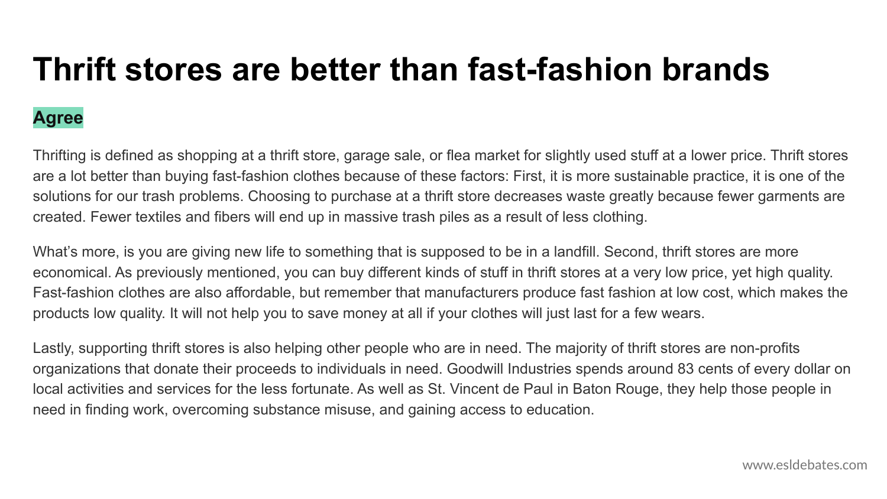# Thrift stores are better than fast-fashion brands

**Agree**

Thrifting is defined as shopping at a thrift store, garage sale, or flea market for slightly used stuff at a lower price. Thrift stores are a lot better than buying fast-fashion clothes because of these factors: First, it is more sustainable practice, it is one of the solutions for our trash problems. Choosing to purchase at a thrift store decreases waste greatly because fewer garments are created. Fewer textiles and fibers will end up in massive trash piles as a result of less clothing.

What's more, is you are giving new life to something that is supposed to be in a landfill. Second, thrift stores are more economical. As previously mentioned, you can buy different kinds of stuff in thrift stores at a very low price, yet high quality. Fast-fashion clothes are also affordable, but remember that manufacturers produce fast fashion at low cost, which makes the products low quality. It will not help you to save money at all if your clothes will just last for a few wears.

Lastly, supporting thrift stores is also helping other people who are in need. The majority of thrift stores are non-profits organizations that donate their proceeds to individuals in need. Goodwill Industries spends around 83 cents of every dollar on local activities and services for the less fortunate. As well as St. Vincent de Paul in Baton Rouge, they help those people in need in finding work, overcoming substance misuse, and gaining access to education.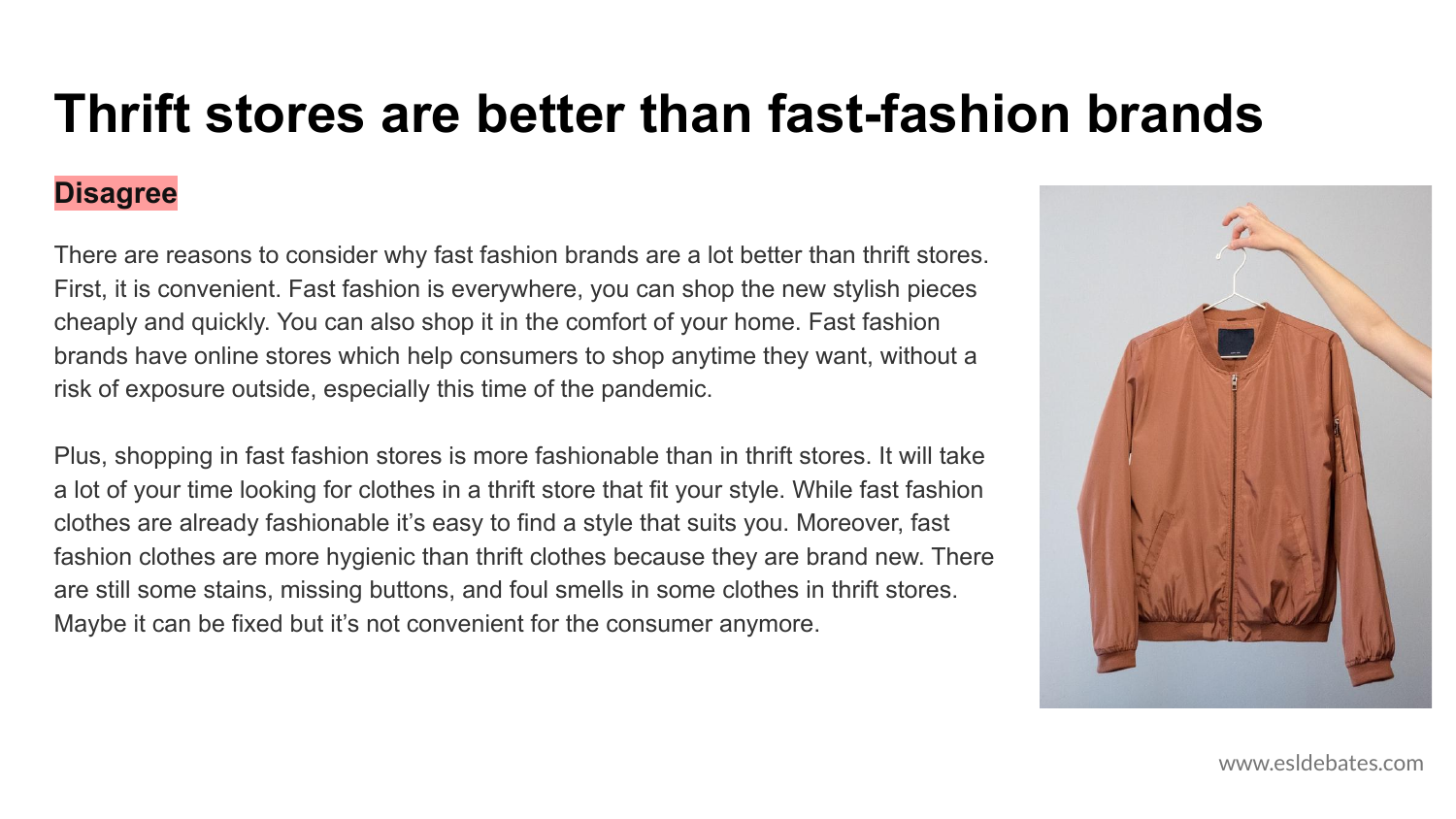# Thrift stores are better than fast-fashion brands

**Disagree**

There are reasons to consider why fast fashion brands are a lot better than thrift stores. First, it is convenient. Fast fashion is everywhere, you can shop the new stylish pieces cheaply and quickly. You can also shop it in the comfort of your home. Fast fashion brands have online stores which help consumers to shop anytime they want, without a risk of exposure outside, especially this time of the pandemic.

Plus, shopping in fast fashion stores is more fashionable than in thrift stores. It will take a lot of your time looking for clothes in a thrift store that fit your style. While fast fashion clothes are already fashionable it's easy to find a style that suits you. Moreover, fast fashion clothes are more hygienic than thrift clothes because they are brand new. There are still some stains, missing buttons, and foul smells in some clothes in thrift stores. Maybe it can be fixed but it's not convenient for the consumer anymore.